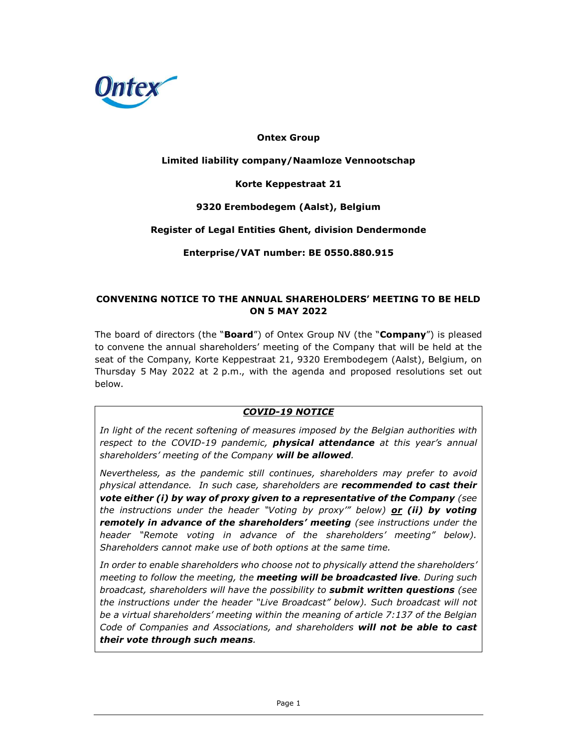**Ontex Group**

**Limited liability company/Naamloze Vennootschap**

**Korte Keppestraat 21**

**9320 Erembodegem (Aalst), Belgium**

**Register of Legal Entities Ghent, division Dendermonde**

**Enterprise/VAT number: BE 0550.880.915**

# CONVENING NOTICE TO THE ANNUAL SHAREHOLDERS' MEETING TO BE HELD ON 5 MAY 2022

The board of directors (the "**Board**") of Ontex Group NV (the "**Company**") is pleased to convene the annual shareholders' meeting of the Company that will be held at the seat of the Company, Korte Keppestraat 21, 9320 Erembodegem (Aalst), Belgium, on Thursday 5 May 2022 at 2 p.m., with the agenda and proposed resolutions set out below.

***<u>COVID-19 NOTICE</u>***

*In light of the recent softening of measures imposed by the Belgian authorities with respect to the COVID-19 pandemic,* ***physical attendance*** *at this year's annual shareholders' meeting of the Company* ***will be allowed****.*

*Nevertheless, as the pandemic still continues, shareholders may prefer to avoid physical attendance. In such case, shareholders are* ***recommended to cast their vote either (i) by way of proxy given to a representative of the Company*** *(see the instructions under the header "Voting by proxy'" below)* ***<u>or</u> (ii) by voting remotely in advance of the shareholders' meeting*** *(see instructions under the header "Remote voting in advance of the shareholders' meeting" below). Shareholders cannot make use of both options at the same time.*

*In order to enable shareholders who choose not to physically attend the shareholders' meeting to follow the meeting, the* ***meeting will be broadcasted live****. During such broadcast, shareholders will have the possibility to* ***submit written questions*** *(see the instructions under the header "Live Broadcast" below). Such broadcast will not be a virtual shareholders' meeting within the meaning of article 7:137 of the Belgian Code of Companies and Associations, and shareholders* ***will not be able to cast their vote through such means****.*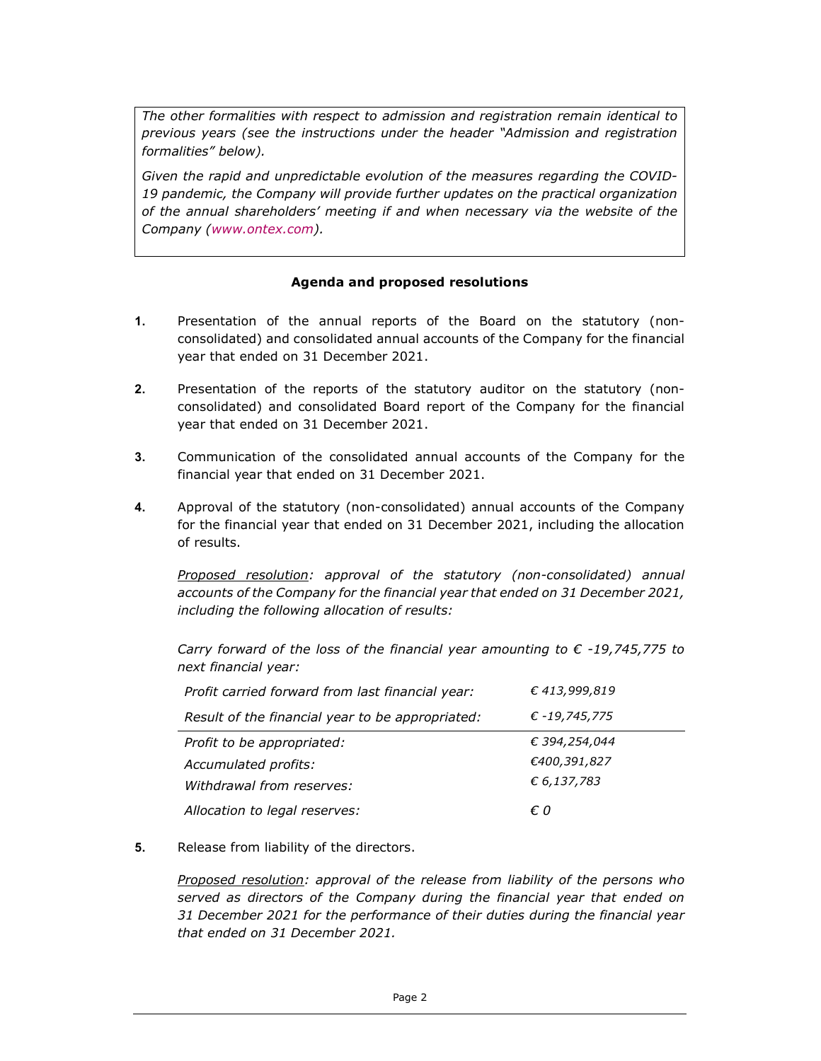*The other formalities with respect to admission and registration remain identical to previous years (see the instructions under the header "Admission and registration formalities" below).*

*Given the rapid and unpredictable evolution of the measures regarding the COVID-19 pandemic, the Company will provide further updates on the practical organization of the annual shareholders' meeting if and when necessary via the website of the Company (www.ontex.com).*

**Agenda and proposed resolutions**

**1.** Presentation of the annual reports of the Board on the statutory (non-consolidated) and consolidated annual accounts of the Company for the financial year that ended on 31 December 2021.

**2.** Presentation of the reports of the statutory auditor on the statutory (non-consolidated) and consolidated Board report of the Company for the financial year that ended on 31 December 2021.

**3.** Communication of the consolidated annual accounts of the Company for the financial year that ended on 31 December 2021.

**4.** Approval of the statutory (non-consolidated) annual accounts of the Company for the financial year that ended on 31 December 2021, including the allocation of results.

*Proposed resolution: approval of the statutory (non-consolidated) annual accounts of the Company for the financial year that ended on 31 December 2021, including the following allocation of results:*

*Carry forward of the loss of the financial year amounting to € -19,745,775 to next financial year:*

| | |
|---|---|
| *Profit carried forward from last financial year:* | *€ 413,999,819* |
| *Result of the financial year to be appropriated:* | *€ -19,745,775* |
| *Profit to be appropriated:* | *€ 394,254,044* |
| *Accumulated profits:* | *€400,391,827* |
| *Withdrawal from reserves:* | *€ 6,137,783* |
| *Allocation to legal reserves:* | *€ 0* |

**5.** Release from liability of the directors.

*Proposed resolution: approval of the release from liability of the persons who served as directors of the Company during the financial year that ended on 31 December 2021 for the performance of their duties during the financial year that ended on 31 December 2021.*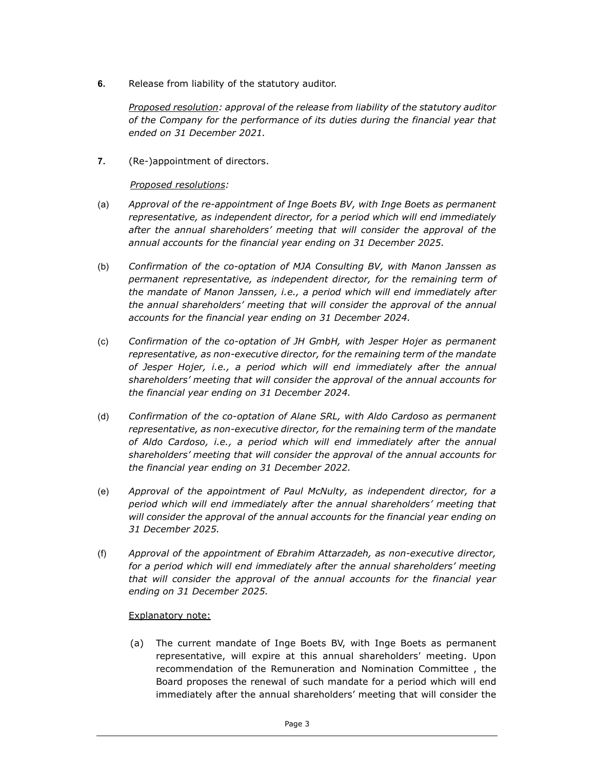**6.** Release from liability of the statutory auditor.

<u>Proposed resolution</u>: *approval of the release from liability of the statutory auditor of the Company for the performance of its duties during the financial year that ended on 31 December 2021.*

**7.** (Re-)appointment of directors.

<u>Proposed resolutions</u>:

(a) *Approval of the re-appointment of Inge Boets BV, with Inge Boets as permanent representative, as independent director, for a period which will end immediately after the annual shareholders' meeting that will consider the approval of the annual accounts for the financial year ending on 31 December 2025.*

(b) *Confirmation of the co-optation of MJA Consulting BV, with Manon Janssen as permanent representative, as independent director, for the remaining term of the mandate of Manon Janssen, i.e., a period which will end immediately after the annual shareholders' meeting that will consider the approval of the annual accounts for the financial year ending on 31 December 2024.*

(c) *Confirmation of the co-optation of JH GmbH, with Jesper Hojer as permanent representative, as non-executive director, for the remaining term of the mandate of Jesper Hojer, i.e., a period which will end immediately after the annual shareholders' meeting that will consider the approval of the annual accounts for the financial year ending on 31 December 2024.*

(d) *Confirmation of the co-optation of Alane SRL, with Aldo Cardoso as permanent representative, as non-executive director, for the remaining term of the mandate of Aldo Cardoso, i.e., a period which will end immediately after the annual shareholders' meeting that will consider the approval of the annual accounts for the financial year ending on 31 December 2022.*

(e) *Approval of the appointment of Paul McNulty, as independent director, for a period which will end immediately after the annual shareholders' meeting that will consider the approval of the annual accounts for the financial year ending on 31 December 2025.*

(f) *Approval of the appointment of Ebrahim Attarzadeh, as non-executive director, for a period which will end immediately after the annual shareholders' meeting that will consider the approval of the annual accounts for the financial year ending on 31 December 2025.*

<u>Explanatory note:</u>

(a) The current mandate of Inge Boets BV, with Inge Boets as permanent representative, will expire at this annual shareholders' meeting. Upon recommendation of the Remuneration and Nomination Committee , the Board proposes the renewal of such mandate for a period which will end immediately after the annual shareholders' meeting that will consider the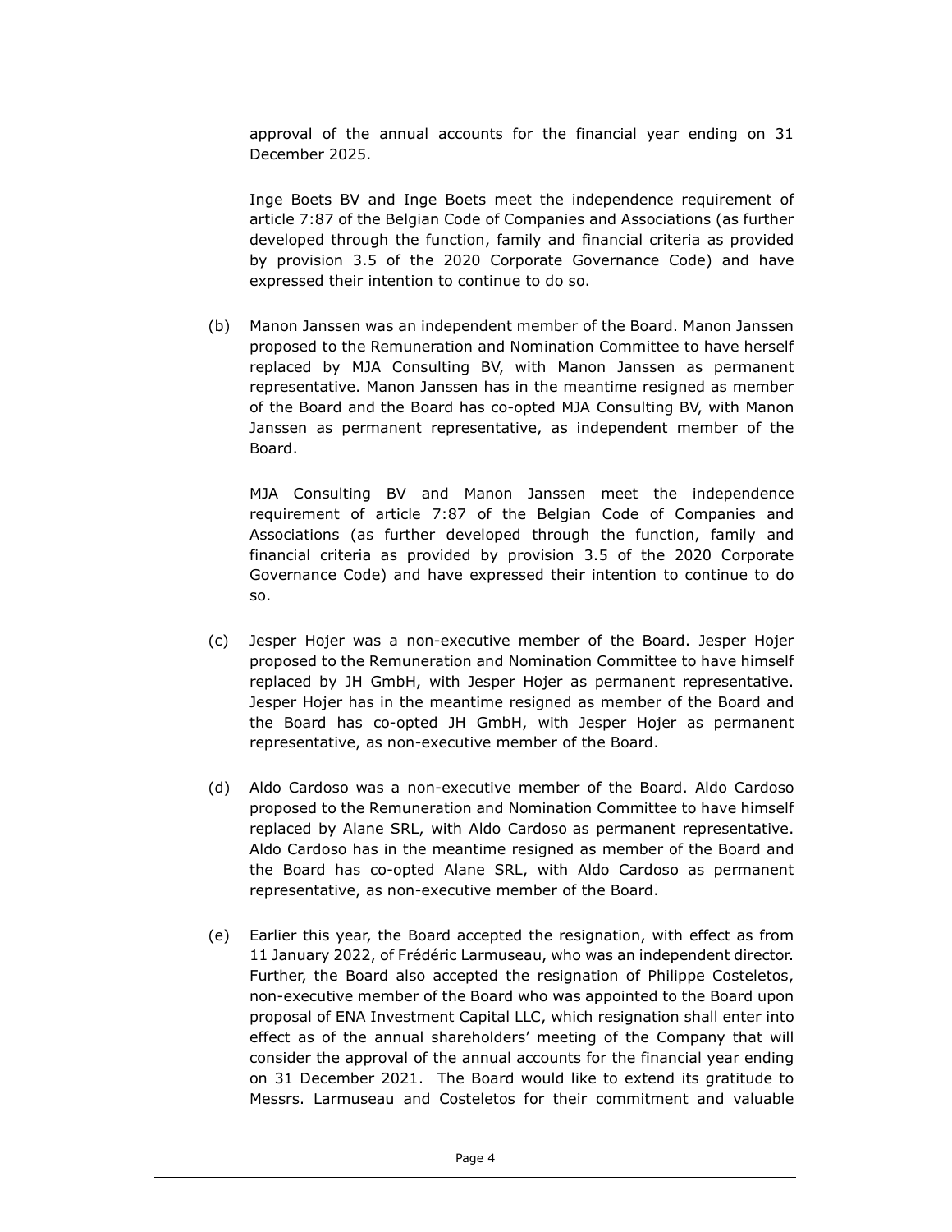approval of the annual accounts for the financial year ending on 31 December 2025.

Inge Boets BV and Inge Boets meet the independence requirement of article 7:87 of the Belgian Code of Companies and Associations (as further developed through the function, family and financial criteria as provided by provision 3.5 of the 2020 Corporate Governance Code) and have expressed their intention to continue to do so.

(b) Manon Janssen was an independent member of the Board. Manon Janssen proposed to the Remuneration and Nomination Committee to have herself replaced by MJA Consulting BV, with Manon Janssen as permanent representative. Manon Janssen has in the meantime resigned as member of the Board and the Board has co-opted MJA Consulting BV, with Manon Janssen as permanent representative, as independent member of the Board.

MJA Consulting BV and Manon Janssen meet the independence requirement of article 7:87 of the Belgian Code of Companies and Associations (as further developed through the function, family and financial criteria as provided by provision 3.5 of the 2020 Corporate Governance Code) and have expressed their intention to continue to do so.

(c) Jesper Hojer was a non-executive member of the Board. Jesper Hojer proposed to the Remuneration and Nomination Committee to have himself replaced by JH GmbH, with Jesper Hojer as permanent representative. Jesper Hojer has in the meantime resigned as member of the Board and the Board has co-opted JH GmbH, with Jesper Hojer as permanent representative, as non-executive member of the Board.

(d) Aldo Cardoso was a non-executive member of the Board. Aldo Cardoso proposed to the Remuneration and Nomination Committee to have himself replaced by Alane SRL, with Aldo Cardoso as permanent representative. Aldo Cardoso has in the meantime resigned as member of the Board and the Board has co-opted Alane SRL, with Aldo Cardoso as permanent representative, as non-executive member of the Board.

(e) Earlier this year, the Board accepted the resignation, with effect as from 11 January 2022, of Frédéric Larmuseau, who was an independent director. Further, the Board also accepted the resignation of Philippe Costeletos, non-executive member of the Board who was appointed to the Board upon proposal of ENA Investment Capital LLC, which resignation shall enter into effect as of the annual shareholders' meeting of the Company that will consider the approval of the annual accounts for the financial year ending on 31 December 2021. The Board would like to extend its gratitude to Messrs. Larmuseau and Costeletos for their commitment and valuable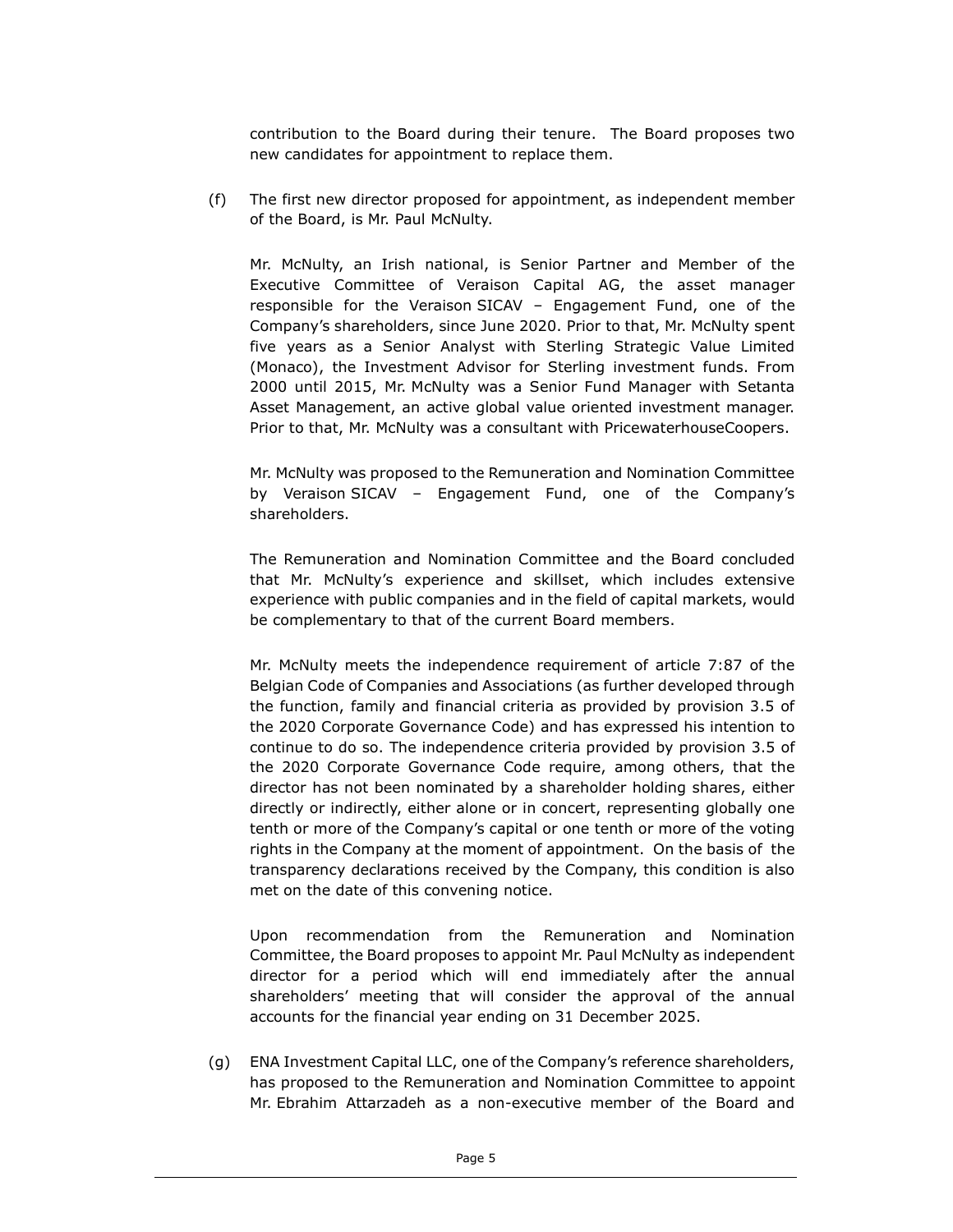contribution to the Board during their tenure. The Board proposes two new candidates for appointment to replace them.

(f) The first new director proposed for appointment, as independent member of the Board, is Mr. Paul McNulty.

Mr. McNulty, an Irish national, is Senior Partner and Member of the Executive Committee of Veraison Capital AG, the asset manager responsible for the Veraison SICAV – Engagement Fund, one of the Company's shareholders, since June 2020. Prior to that, Mr. McNulty spent five years as a Senior Analyst with Sterling Strategic Value Limited (Monaco), the Investment Advisor for Sterling investment funds. From 2000 until 2015, Mr. McNulty was a Senior Fund Manager with Setanta Asset Management, an active global value oriented investment manager. Prior to that, Mr. McNulty was a consultant with PricewaterhouseCoopers.

Mr. McNulty was proposed to the Remuneration and Nomination Committee by Veraison SICAV – Engagement Fund, one of the Company's shareholders.

The Remuneration and Nomination Committee and the Board concluded that Mr. McNulty's experience and skillset, which includes extensive experience with public companies and in the field of capital markets, would be complementary to that of the current Board members.

Mr. McNulty meets the independence requirement of article 7:87 of the Belgian Code of Companies and Associations (as further developed through the function, family and financial criteria as provided by provision 3.5 of the 2020 Corporate Governance Code) and has expressed his intention to continue to do so. The independence criteria provided by provision 3.5 of the 2020 Corporate Governance Code require, among others, that the director has not been nominated by a shareholder holding shares, either directly or indirectly, either alone or in concert, representing globally one tenth or more of the Company's capital or one tenth or more of the voting rights in the Company at the moment of appointment. On the basis of the transparency declarations received by the Company, this condition is also met on the date of this convening notice.

Upon recommendation from the Remuneration and Nomination Committee, the Board proposes to appoint Mr. Paul McNulty as independent director for a period which will end immediately after the annual shareholders' meeting that will consider the approval of the annual accounts for the financial year ending on 31 December 2025.

(g) ENA Investment Capital LLC, one of the Company's reference shareholders, has proposed to the Remuneration and Nomination Committee to appoint Mr. Ebrahim Attarzadeh as a non-executive member of the Board and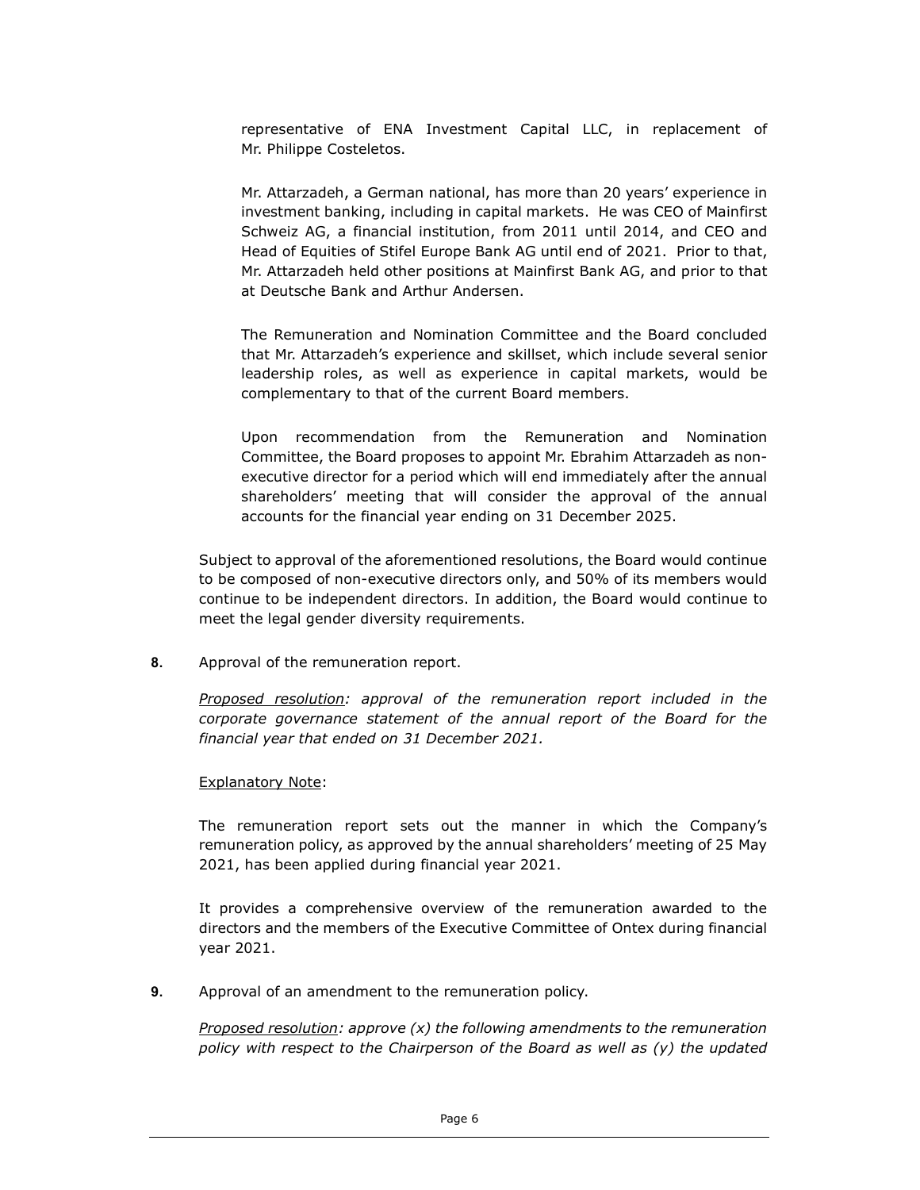representative of ENA Investment Capital LLC, in replacement of Mr. Philippe Costeletos.

Mr. Attarzadeh, a German national, has more than 20 years' experience in investment banking, including in capital markets. He was CEO of Mainfirst Schweiz AG, a financial institution, from 2011 until 2014, and CEO and Head of Equities of Stifel Europe Bank AG until end of 2021. Prior to that, Mr. Attarzadeh held other positions at Mainfirst Bank AG, and prior to that at Deutsche Bank and Arthur Andersen.

The Remuneration and Nomination Committee and the Board concluded that Mr. Attarzadeh's experience and skillset, which include several senior leadership roles, as well as experience in capital markets, would be complementary to that of the current Board members.

Upon recommendation from the Remuneration and Nomination Committee, the Board proposes to appoint Mr. Ebrahim Attarzadeh as non-executive director for a period which will end immediately after the annual shareholders' meeting that will consider the approval of the annual accounts for the financial year ending on 31 December 2025.

Subject to approval of the aforementioned resolutions, the Board would continue to be composed of non-executive directors only, and 50% of its members would continue to be independent directors. In addition, the Board would continue to meet the legal gender diversity requirements.

**8.** Approval of the remuneration report.

*Proposed resolution: approval of the remuneration report included in the corporate governance statement of the annual report of the Board for the financial year that ended on 31 December 2021.*

Explanatory Note:

The remuneration report sets out the manner in which the Company's remuneration policy, as approved by the annual shareholders' meeting of 25 May 2021, has been applied during financial year 2021.

It provides a comprehensive overview of the remuneration awarded to the directors and the members of the Executive Committee of Ontex during financial year 2021.

**9.** Approval of an amendment to the remuneration policy.

*Proposed resolution: approve (x) the following amendments to the remuneration policy with respect to the Chairperson of the Board as well as (y) the updated*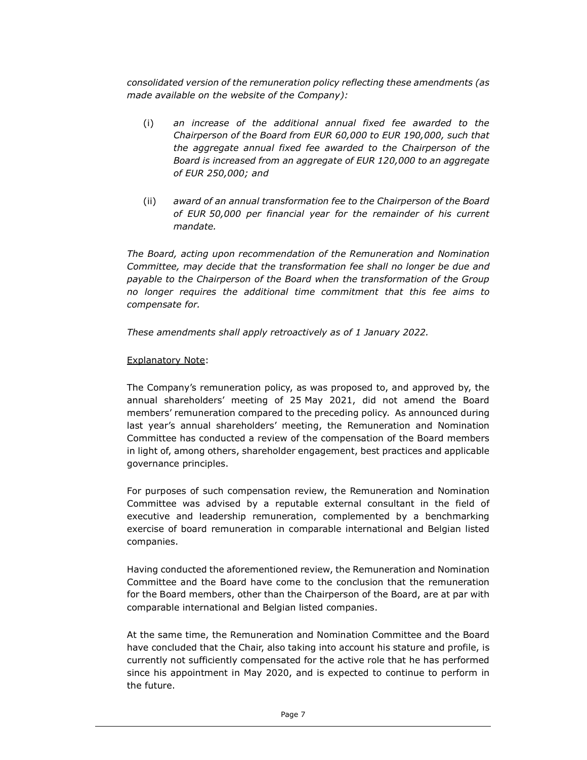*consolidated version of the remuneration policy reflecting these amendments (as made available on the website of the Company):*

(i) *an increase of the additional annual fixed fee awarded to the Chairperson of the Board from EUR 60,000 to EUR 190,000, such that the aggregate annual fixed fee awarded to the Chairperson of the Board is increased from an aggregate of EUR 120,000 to an aggregate of EUR 250,000; and*

(ii) *award of an annual transformation fee to the Chairperson of the Board of EUR 50,000 per financial year for the remainder of his current mandate.*

*The Board, acting upon recommendation of the Remuneration and Nomination Committee, may decide that the transformation fee shall no longer be due and payable to the Chairperson of the Board when the transformation of the Group no longer requires the additional time commitment that this fee aims to compensate for.*

*These amendments shall apply retroactively as of 1 January 2022.*

Explanatory Note:

The Company's remuneration policy, as was proposed to, and approved by, the annual shareholders' meeting of 25 May 2021, did not amend the Board members' remuneration compared to the preceding policy. As announced during last year's annual shareholders' meeting, the Remuneration and Nomination Committee has conducted a review of the compensation of the Board members in light of, among others, shareholder engagement, best practices and applicable governance principles.

For purposes of such compensation review, the Remuneration and Nomination Committee was advised by a reputable external consultant in the field of executive and leadership remuneration, complemented by a benchmarking exercise of board remuneration in comparable international and Belgian listed companies.

Having conducted the aforementioned review, the Remuneration and Nomination Committee and the Board have come to the conclusion that the remuneration for the Board members, other than the Chairperson of the Board, are at par with comparable international and Belgian listed companies.

At the same time, the Remuneration and Nomination Committee and the Board have concluded that the Chair, also taking into account his stature and profile, is currently not sufficiently compensated for the active role that he has performed since his appointment in May 2020, and is expected to continue to perform in the future.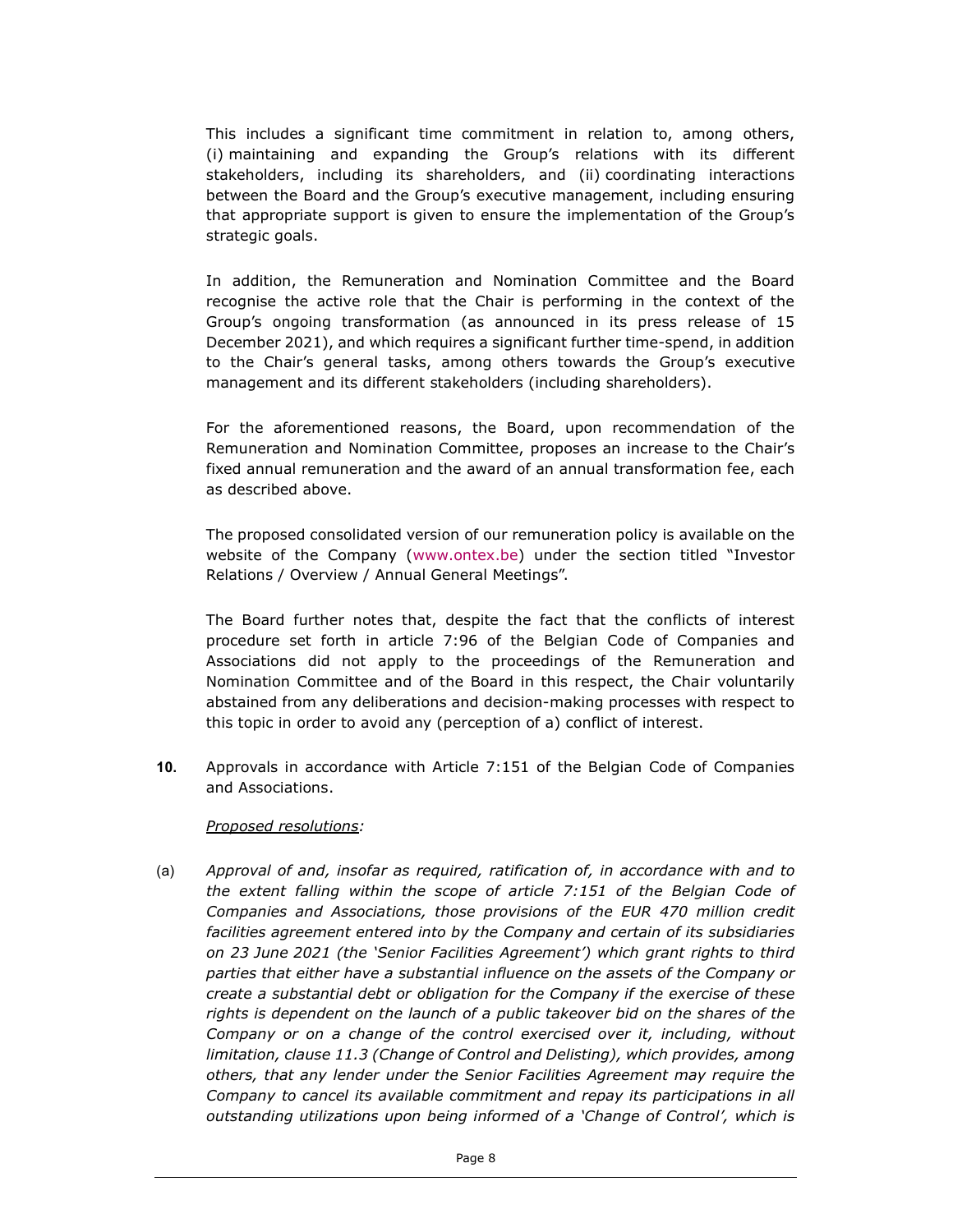This includes a significant time commitment in relation to, among others, (i) maintaining and expanding the Group's relations with its different stakeholders, including its shareholders, and (ii) coordinating interactions between the Board and the Group's executive management, including ensuring that appropriate support is given to ensure the implementation of the Group's strategic goals.

In addition, the Remuneration and Nomination Committee and the Board recognise the active role that the Chair is performing in the context of the Group's ongoing transformation (as announced in its press release of 15 December 2021), and which requires a significant further time-spend, in addition to the Chair's general tasks, among others towards the Group's executive management and its different stakeholders (including shareholders).

For the aforementioned reasons, the Board, upon recommendation of the Remuneration and Nomination Committee, proposes an increase to the Chair's fixed annual remuneration and the award of an annual transformation fee, each as described above.

The proposed consolidated version of our remuneration policy is available on the website of the Company (www.ontex.be) under the section titled "Investor Relations / Overview / Annual General Meetings".

The Board further notes that, despite the fact that the conflicts of interest procedure set forth in article 7:96 of the Belgian Code of Companies and Associations did not apply to the proceedings of the Remuneration and Nomination Committee and of the Board in this respect, the Chair voluntarily abstained from any deliberations and decision-making processes with respect to this topic in order to avoid any (perception of a) conflict of interest.

**10.** Approvals in accordance with Article 7:151 of the Belgian Code of Companies and Associations.

*Proposed resolutions:*

(a) *Approval of and, insofar as required, ratification of, in accordance with and to the extent falling within the scope of article 7:151 of the Belgian Code of Companies and Associations, those provisions of the EUR 470 million credit facilities agreement entered into by the Company and certain of its subsidiaries on 23 June 2021 (the 'Senior Facilities Agreement') which grant rights to third parties that either have a substantial influence on the assets of the Company or create a substantial debt or obligation for the Company if the exercise of these rights is dependent on the launch of a public takeover bid on the shares of the Company or on a change of the control exercised over it, including, without limitation, clause 11.3 (Change of Control and Delisting), which provides, among others, that any lender under the Senior Facilities Agreement may require the Company to cancel its available commitment and repay its participations in all outstanding utilizations upon being informed of a 'Change of Control', which is*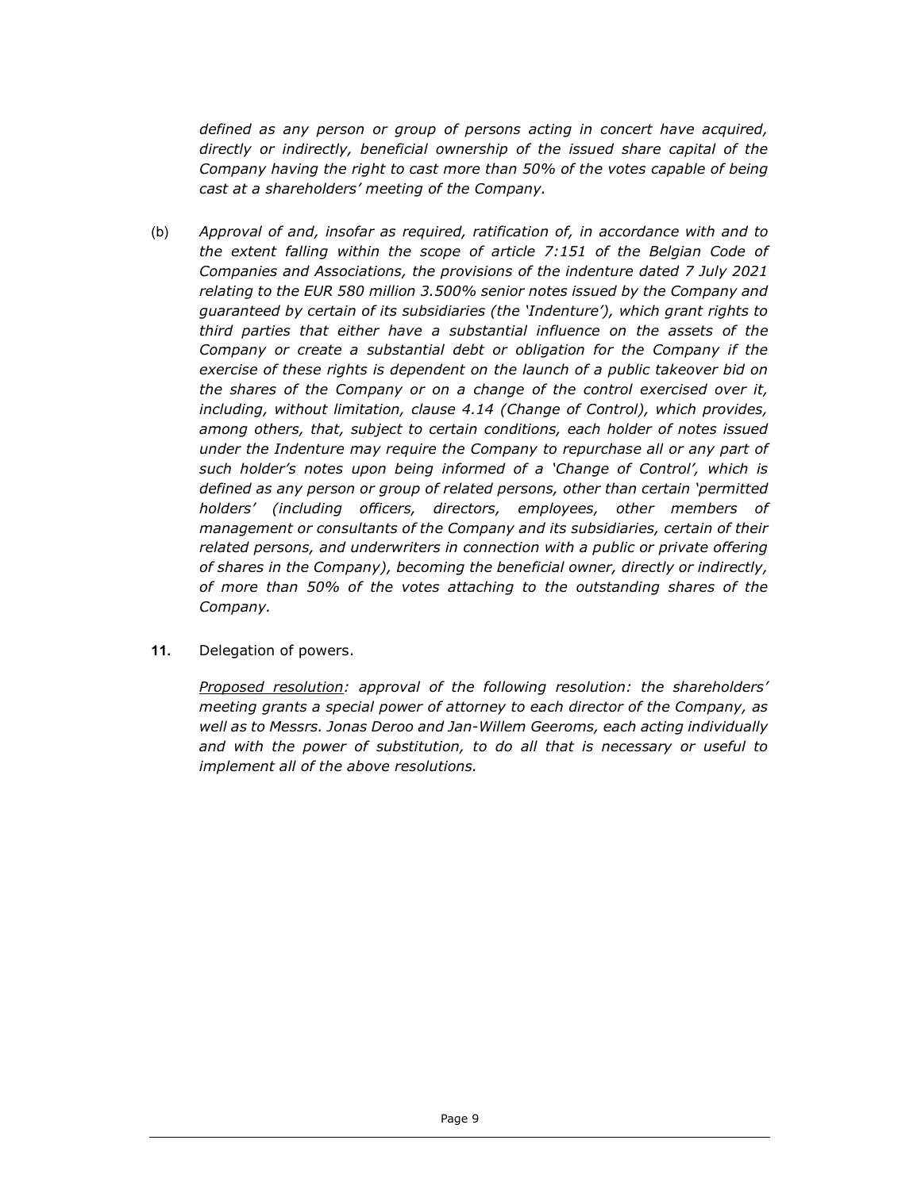*defined as any person or group of persons acting in concert have acquired, directly or indirectly, beneficial ownership of the issued share capital of the Company having the right to cast more than 50% of the votes capable of being cast at a shareholders' meeting of the Company.*

(b) *Approval of and, insofar as required, ratification of, in accordance with and to the extent falling within the scope of article 7:151 of the Belgian Code of Companies and Associations, the provisions of the indenture dated 7 July 2021 relating to the EUR 580 million 3.500% senior notes issued by the Company and guaranteed by certain of its subsidiaries (the 'Indenture'), which grant rights to third parties that either have a substantial influence on the assets of the Company or create a substantial debt or obligation for the Company if the exercise of these rights is dependent on the launch of a public takeover bid on the shares of the Company or on a change of the control exercised over it, including, without limitation, clause 4.14 (Change of Control), which provides, among others, that, subject to certain conditions, each holder of notes issued under the Indenture may require the Company to repurchase all or any part of such holder's notes upon being informed of a 'Change of Control', which is defined as any person or group of related persons, other than certain 'permitted holders' (including officers, directors, employees, other members of management or consultants of the Company and its subsidiaries, certain of their related persons, and underwriters in connection with a public or private offering of shares in the Company), becoming the beneficial owner, directly or indirectly, of more than 50% of the votes attaching to the outstanding shares of the Company.*

**11.** Delegation of powers.

<u>*Proposed resolution*</u>*: approval of the following resolution: the shareholders' meeting grants a special power of attorney to each director of the Company, as well as to Messrs. Jonas Deroo and Jan-Willem Geeroms, each acting individually and with the power of substitution, to do all that is necessary or useful to implement all of the above resolutions.*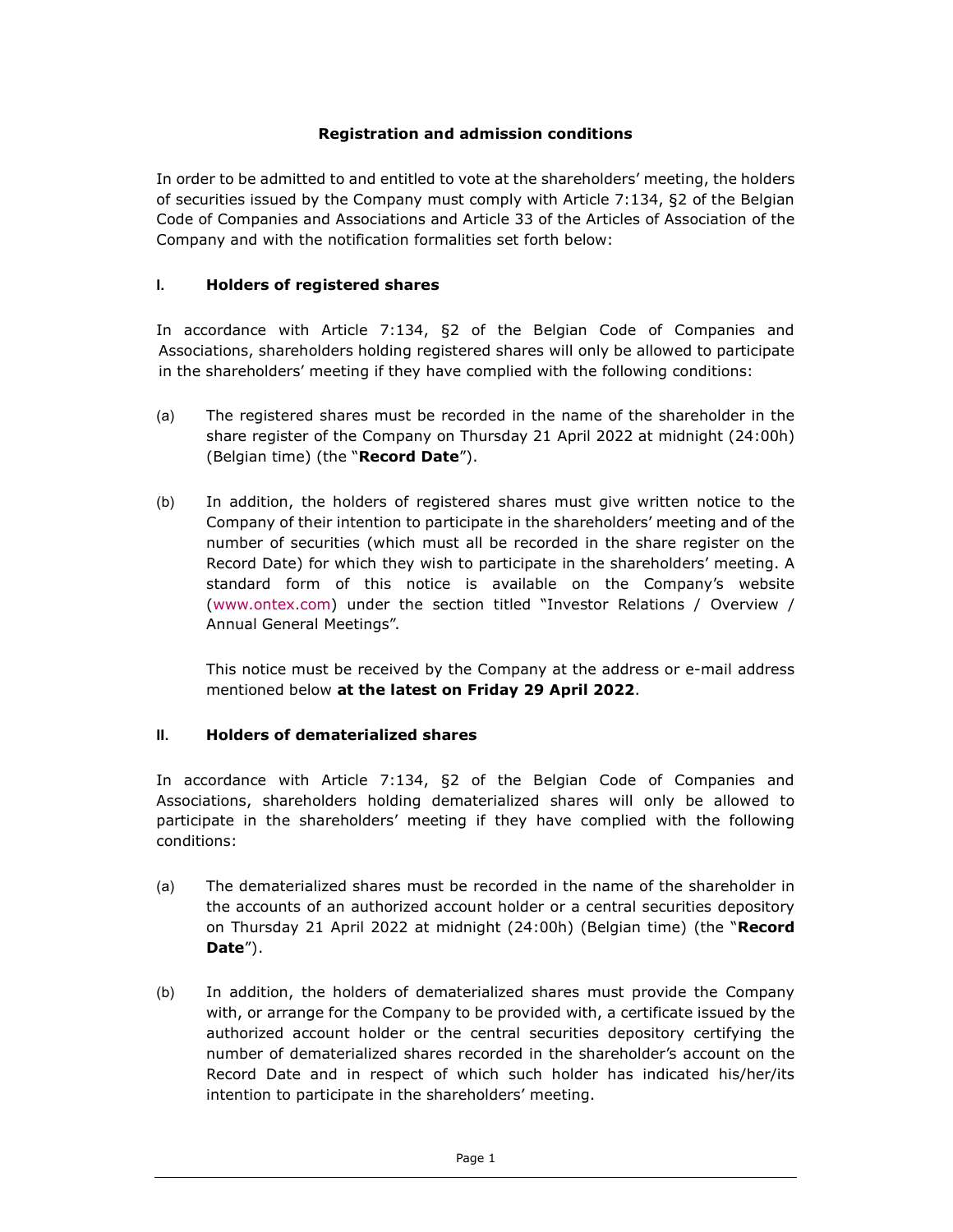## Registration and admission conditions

In order to be admitted to and entitled to vote at the shareholders' meeting, the holders of securities issued by the Company must comply with Article 7:134, §2 of the Belgian Code of Companies and Associations and Article 33 of the Articles of Association of the Company and with the notification formalities set forth below:

### I. Holders of registered shares

In accordance with Article 7:134, §2 of the Belgian Code of Companies and Associations, shareholders holding registered shares will only be allowed to participate in the shareholders' meeting if they have complied with the following conditions:

(a) The registered shares must be recorded in the name of the shareholder in the share register of the Company on Thursday 21 April 2022 at midnight (24:00h) (Belgian time) (the "**Record Date**").

(b) In addition, the holders of registered shares must give written notice to the Company of their intention to participate in the shareholders' meeting and of the number of securities (which must all be recorded in the share register on the Record Date) for which they wish to participate in the shareholders' meeting. A standard form of this notice is available on the Company's website (www.ontex.com) under the section titled "Investor Relations / Overview / Annual General Meetings".

This notice must be received by the Company at the address or e-mail address mentioned below **at the latest on Friday 29 April 2022**.

### II. Holders of dematerialized shares

In accordance with Article 7:134, §2 of the Belgian Code of Companies and Associations, shareholders holding dematerialized shares will only be allowed to participate in the shareholders' meeting if they have complied with the following conditions:

(a) The dematerialized shares must be recorded in the name of the shareholder in the accounts of an authorized account holder or a central securities depository on Thursday 21 April 2022 at midnight (24:00h) (Belgian time) (the "**Record Date**").

(b) In addition, the holders of dematerialized shares must provide the Company with, or arrange for the Company to be provided with, a certificate issued by the authorized account holder or the central securities depository certifying the number of dematerialized shares recorded in the shareholder's account on the Record Date and in respect of which such holder has indicated his/her/its intention to participate in the shareholders' meeting.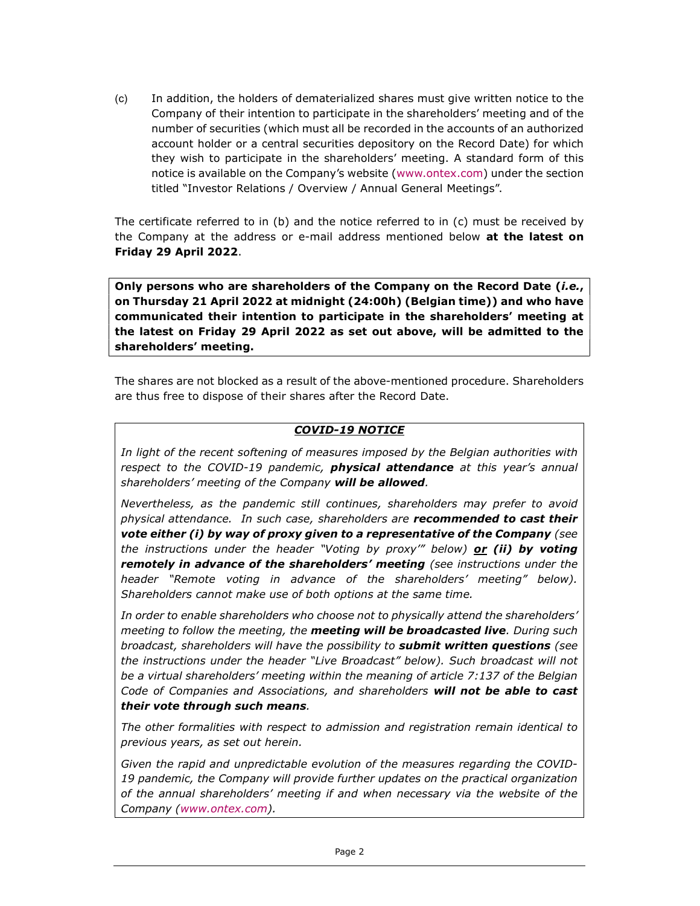(c) In addition, the holders of dematerialized shares must give written notice to the Company of their intention to participate in the shareholders' meeting and of the number of securities (which must all be recorded in the accounts of an authorized account holder or a central securities depository on the Record Date) for which they wish to participate in the shareholders' meeting. A standard form of this notice is available on the Company's website (www.ontex.com) under the section titled "Investor Relations / Overview / Annual General Meetings".

The certificate referred to in (b) and the notice referred to in (c) must be received by the Company at the address or e-mail address mentioned below **at the latest on Friday 29 April 2022**.

**Only persons who are shareholders of the Company on the Record Date (*i.e.*, on Thursday 21 April 2022 at midnight (24:00h) (Belgian time)) and who have communicated their intention to participate in the shareholders' meeting at the latest on Friday 29 April 2022 as set out above, will be admitted to the shareholders' meeting.**

The shares are not blocked as a result of the above-mentioned procedure. Shareholders are thus free to dispose of their shares after the Record Date.

***COVID-19 NOTICE***

*In light of the recent softening of measures imposed by the Belgian authorities with respect to the COVID-19 pandemic, **physical attendance** at this year's annual shareholders' meeting of the Company **will be allowed**.*

*Nevertheless, as the pandemic still continues, shareholders may prefer to avoid physical attendance. In such case, shareholders are **recommended to cast their vote either (i) by way of proxy given to a representative of the Company** (see the instructions under the header "Voting by proxy'" below) **or (ii) by voting remotely in advance of the shareholders' meeting** (see instructions under the header "Remote voting in advance of the shareholders' meeting" below). Shareholders cannot make use of both options at the same time.*

*In order to enable shareholders who choose not to physically attend the shareholders' meeting to follow the meeting, the **meeting will be broadcasted live**. During such broadcast, shareholders will have the possibility to **submit written questions** (see the instructions under the header "Live Broadcast" below). Such broadcast will not be a virtual shareholders' meeting within the meaning of article 7:137 of the Belgian Code of Companies and Associations, and shareholders **will not be able to cast their vote through such means**.*

*The other formalities with respect to admission and registration remain identical to previous years, as set out herein.*

*Given the rapid and unpredictable evolution of the measures regarding the COVID-19 pandemic, the Company will provide further updates on the practical organization of the annual shareholders' meeting if and when necessary via the website of the Company (www.ontex.com).*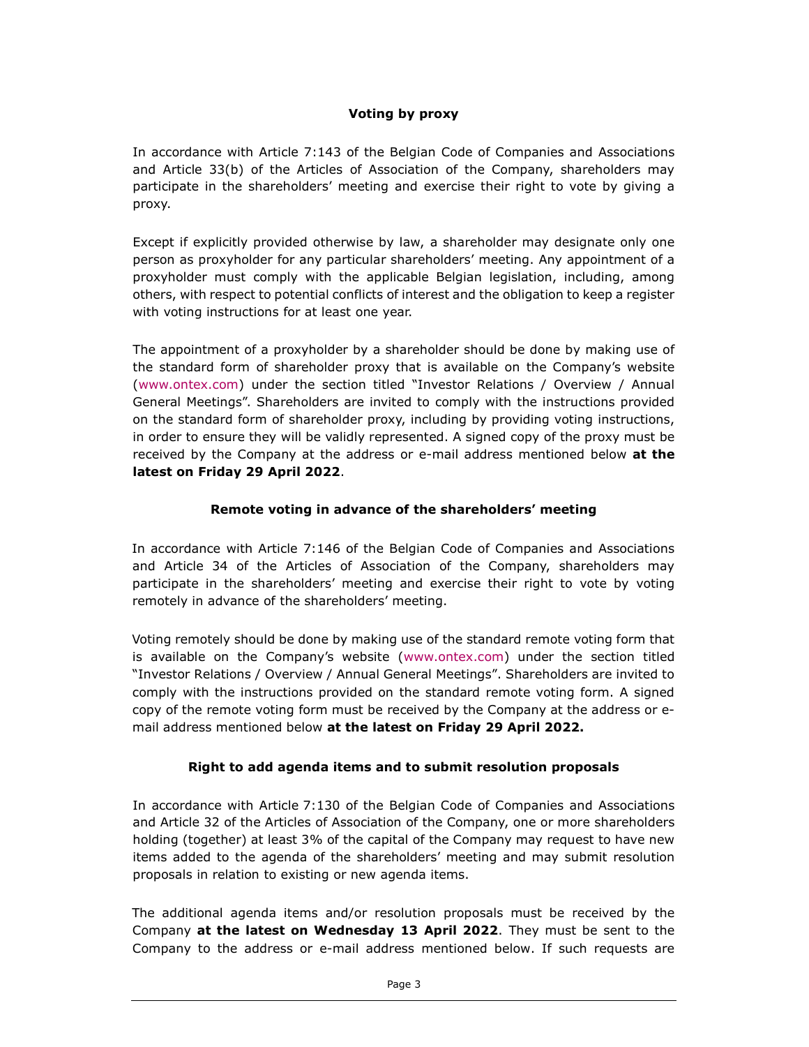## Voting by proxy

In accordance with Article 7:143 of the Belgian Code of Companies and Associations and Article 33(b) of the Articles of Association of the Company, shareholders may participate in the shareholders' meeting and exercise their right to vote by giving a proxy.

Except if explicitly provided otherwise by law, a shareholder may designate only one person as proxyholder for any particular shareholders' meeting. Any appointment of a proxyholder must comply with the applicable Belgian legislation, including, among others, with respect to potential conflicts of interest and the obligation to keep a register with voting instructions for at least one year.

The appointment of a proxyholder by a shareholder should be done by making use of the standard form of shareholder proxy that is available on the Company's website (www.ontex.com) under the section titled "Investor Relations / Overview / Annual General Meetings". Shareholders are invited to comply with the instructions provided on the standard form of shareholder proxy, including by providing voting instructions, in order to ensure they will be validly represented. A signed copy of the proxy must be received by the Company at the address or e-mail address mentioned below **at the latest on Friday 29 April 2022**.

## Remote voting in advance of the shareholders' meeting

In accordance with Article 7:146 of the Belgian Code of Companies and Associations and Article 34 of the Articles of Association of the Company, shareholders may participate in the shareholders' meeting and exercise their right to vote by voting remotely in advance of the shareholders' meeting.

Voting remotely should be done by making use of the standard remote voting form that is available on the Company's website (www.ontex.com) under the section titled "Investor Relations / Overview / Annual General Meetings". Shareholders are invited to comply with the instructions provided on the standard remote voting form. A signed copy of the remote voting form must be received by the Company at the address or e-mail address mentioned below **at the latest on Friday 29 April 2022.**

## Right to add agenda items and to submit resolution proposals

In accordance with Article 7:130 of the Belgian Code of Companies and Associations and Article 32 of the Articles of Association of the Company, one or more shareholders holding (together) at least 3% of the capital of the Company may request to have new items added to the agenda of the shareholders' meeting and may submit resolution proposals in relation to existing or new agenda items.

The additional agenda items and/or resolution proposals must be received by the Company **at the latest on Wednesday 13 April 2022**. They must be sent to the Company to the address or e-mail address mentioned below. If such requests are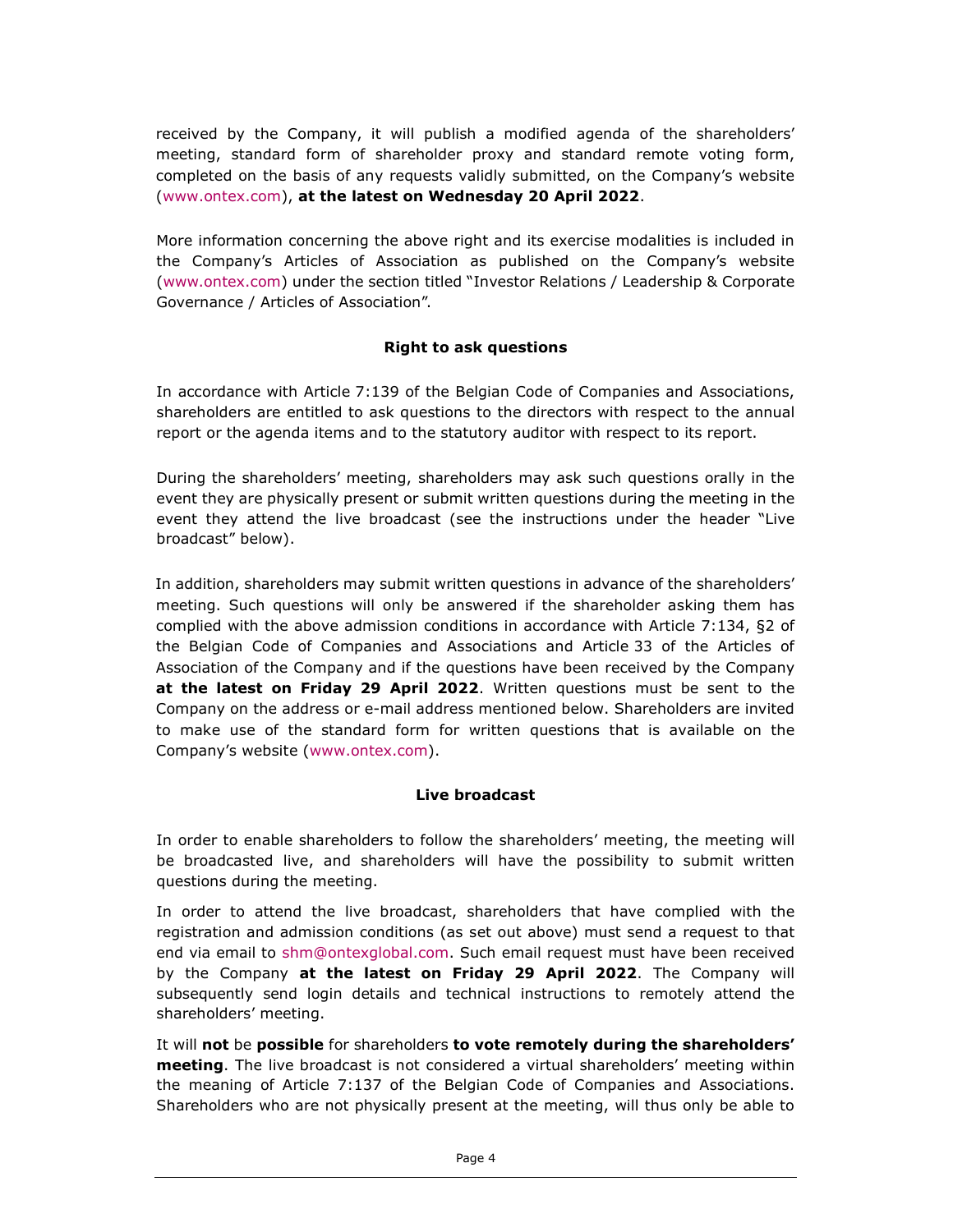received by the Company, it will publish a modified agenda of the shareholders' meeting, standard form of shareholder proxy and standard remote voting form, completed on the basis of any requests validly submitted, on the Company's website (www.ontex.com), **at the latest on Wednesday 20 April 2022**.

More information concerning the above right and its exercise modalities is included in the Company's Articles of Association as published on the Company's website (www.ontex.com) under the section titled "Investor Relations / Leadership & Corporate Governance / Articles of Association".

**Right to ask questions**

In accordance with Article 7:139 of the Belgian Code of Companies and Associations, shareholders are entitled to ask questions to the directors with respect to the annual report or the agenda items and to the statutory auditor with respect to its report.

During the shareholders' meeting, shareholders may ask such questions orally in the event they are physically present or submit written questions during the meeting in the event they attend the live broadcast (see the instructions under the header "Live broadcast" below).

In addition, shareholders may submit written questions in advance of the shareholders' meeting. Such questions will only be answered if the shareholder asking them has complied with the above admission conditions in accordance with Article 7:134, §2 of the Belgian Code of Companies and Associations and Article 33 of the Articles of Association of the Company and if the questions have been received by the Company **at the latest on Friday 29 April 2022**. Written questions must be sent to the Company on the address or e-mail address mentioned below. Shareholders are invited to make use of the standard form for written questions that is available on the Company's website (www.ontex.com).

**Live broadcast**

In order to enable shareholders to follow the shareholders' meeting, the meeting will be broadcasted live, and shareholders will have the possibility to submit written questions during the meeting.

In order to attend the live broadcast, shareholders that have complied with the registration and admission conditions (as set out above) must send a request to that end via email to shm@ontexglobal.com. Such email request must have been received by the Company **at the latest on Friday 29 April 2022**. The Company will subsequently send login details and technical instructions to remotely attend the shareholders' meeting.

It will **not** be **possible** for shareholders **to vote remotely during the shareholders' meeting**. The live broadcast is not considered a virtual shareholders' meeting within the meaning of Article 7:137 of the Belgian Code of Companies and Associations. Shareholders who are not physically present at the meeting, will thus only be able to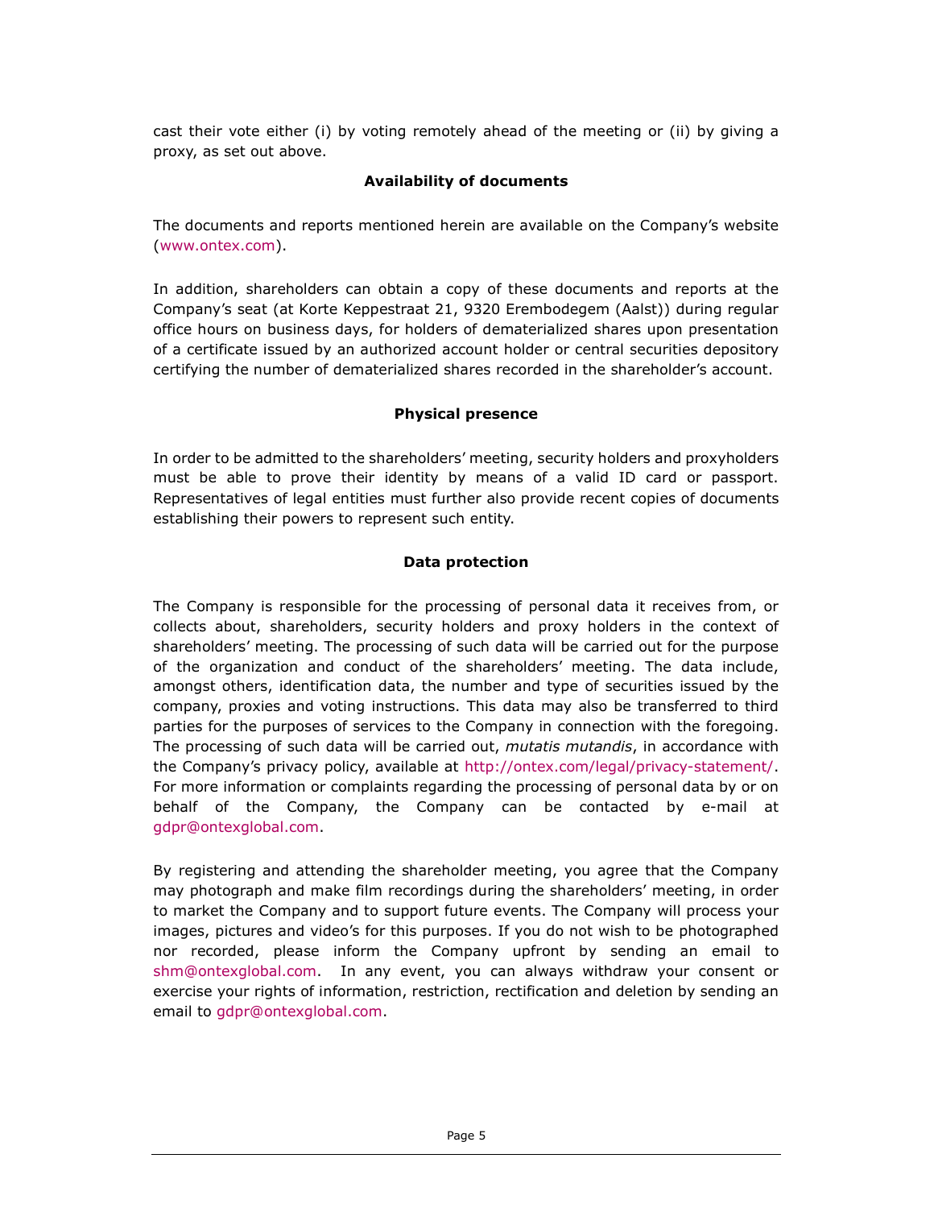cast their vote either (i) by voting remotely ahead of the meeting or (ii) by giving a proxy, as set out above.

**Availability of documents**

The documents and reports mentioned herein are available on the Company's website (www.ontex.com).

In addition, shareholders can obtain a copy of these documents and reports at the Company's seat (at Korte Keppestraat 21, 9320 Erembodegem (Aalst)) during regular office hours on business days, for holders of dematerialized shares upon presentation of a certificate issued by an authorized account holder or central securities depository certifying the number of dematerialized shares recorded in the shareholder's account.

**Physical presence**

In order to be admitted to the shareholders' meeting, security holders and proxyholders must be able to prove their identity by means of a valid ID card or passport. Representatives of legal entities must further also provide recent copies of documents establishing their powers to represent such entity.

**Data protection**

The Company is responsible for the processing of personal data it receives from, or collects about, shareholders, security holders and proxy holders in the context of shareholders' meeting. The processing of such data will be carried out for the purpose of the organization and conduct of the shareholders' meeting. The data include, amongst others, identification data, the number and type of securities issued by the company, proxies and voting instructions. This data may also be transferred to third parties for the purposes of services to the Company in connection with the foregoing. The processing of such data will be carried out, *mutatis mutandis*, in accordance with the Company's privacy policy, available at http://ontex.com/legal/privacy-statement/. For more information or complaints regarding the processing of personal data by or on behalf of the Company, the Company can be contacted by e-mail at gdpr@ontexglobal.com.

By registering and attending the shareholder meeting, you agree that the Company may photograph and make film recordings during the shareholders' meeting, in order to market the Company and to support future events. The Company will process your images, pictures and video's for this purposes. If you do not wish to be photographed nor recorded, please inform the Company upfront by sending an email to shm@ontexglobal.com. In any event, you can always withdraw your consent or exercise your rights of information, restriction, rectification and deletion by sending an email to gdpr@ontexglobal.com.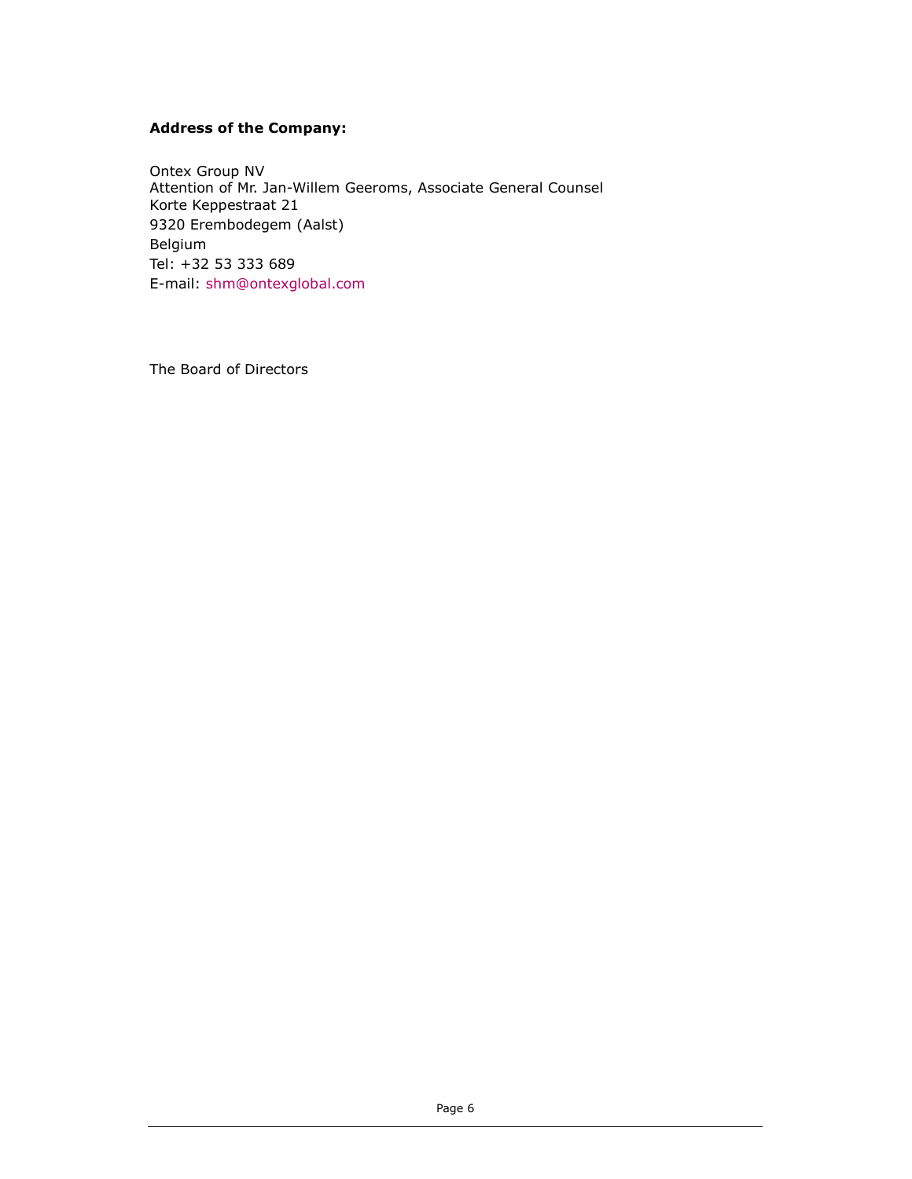**Address of the Company:**

Ontex Group NV
Attention of Mr. Jan-Willem Geeroms, Associate General Counsel
Korte Keppestraat 21
9320 Erembodegem (Aalst)
Belgium
Tel: +32 53 333 689
E-mail: shm@ontexglobal.com

The Board of Directors